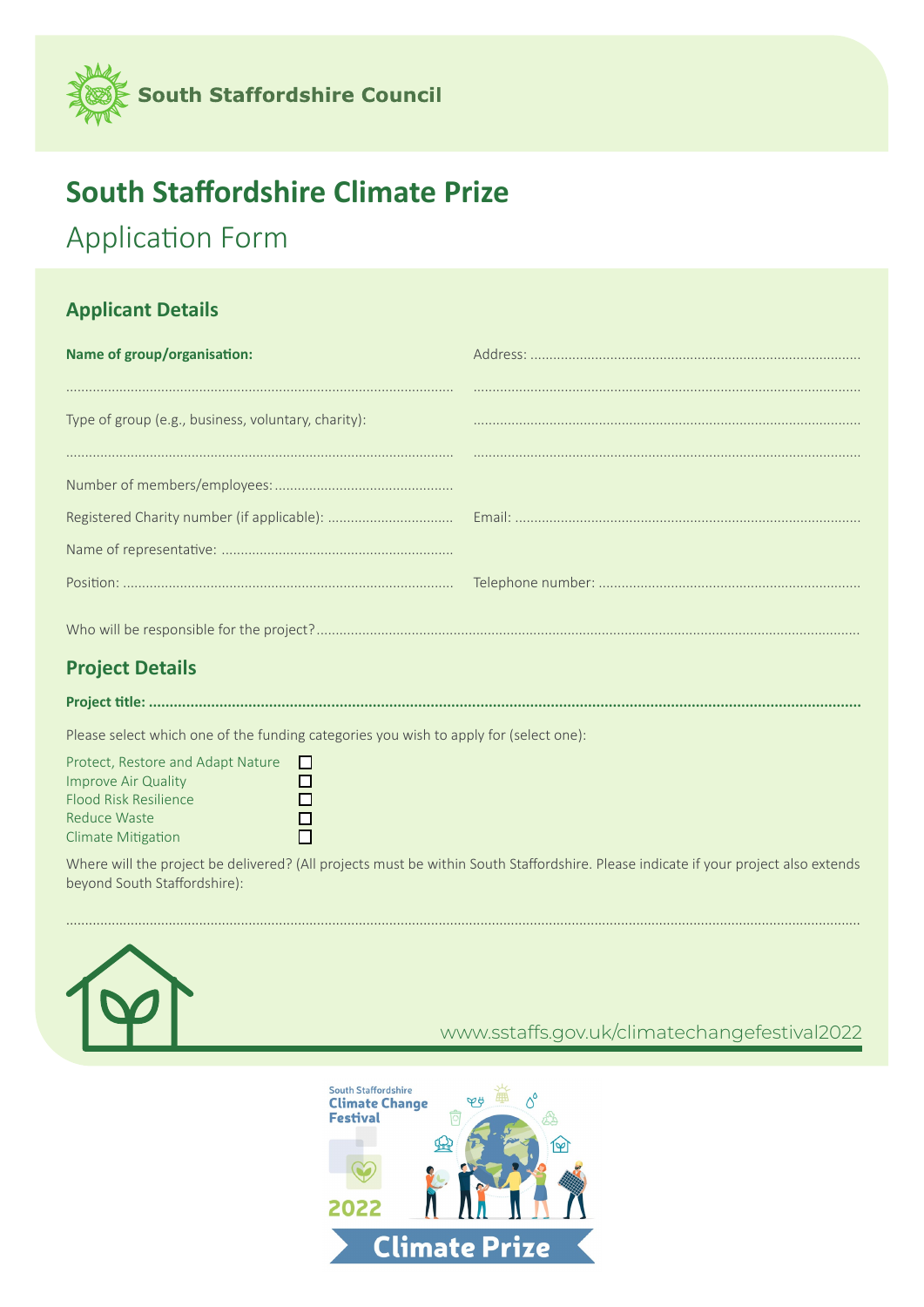South Staffordshire Council

# South Staffordshire Climate Prize

## Application Form

### Applicant Details

**Name of group/organisation:** ....................................................................................................

....................................................................................................

Type of group (e.g., business, voluntary, charity): ....................................................................................................

....................................................................................................

Number of members/employees: ..............................................

Registered Charity number (if applicable): ................................

Name of representative: ............................................................

Position: ......................................................................................

Address: ....................................................................................

....................................................................................................

....................................................................................................

....................................................................................................

Email: ..........................................................................................

Telephone number: ....................................................................

Who will be responsible for the project? ..........................................................................................................................................

### Project Details

**Project title: ..........................................................................................................................................................**

Please select which one of the funding categories you wish to apply for (select one):

- Protect, Restore and Adapt Nature ☐
- Improve Air Quality ☐
- Flood Risk Resilience ☐
- Reduce Waste ☐
- Climate Mitigation ☐

Where will the project be delivered? (All projects must be within South Staffordshire. Please indicate if your project also extends beyond South Staffordshire):

..........................................................................................................................................................................................

www.sstaffs.gov.uk/climatechangefestival2022

South Staffordshire Climate Change Festival 2022 Climate Prize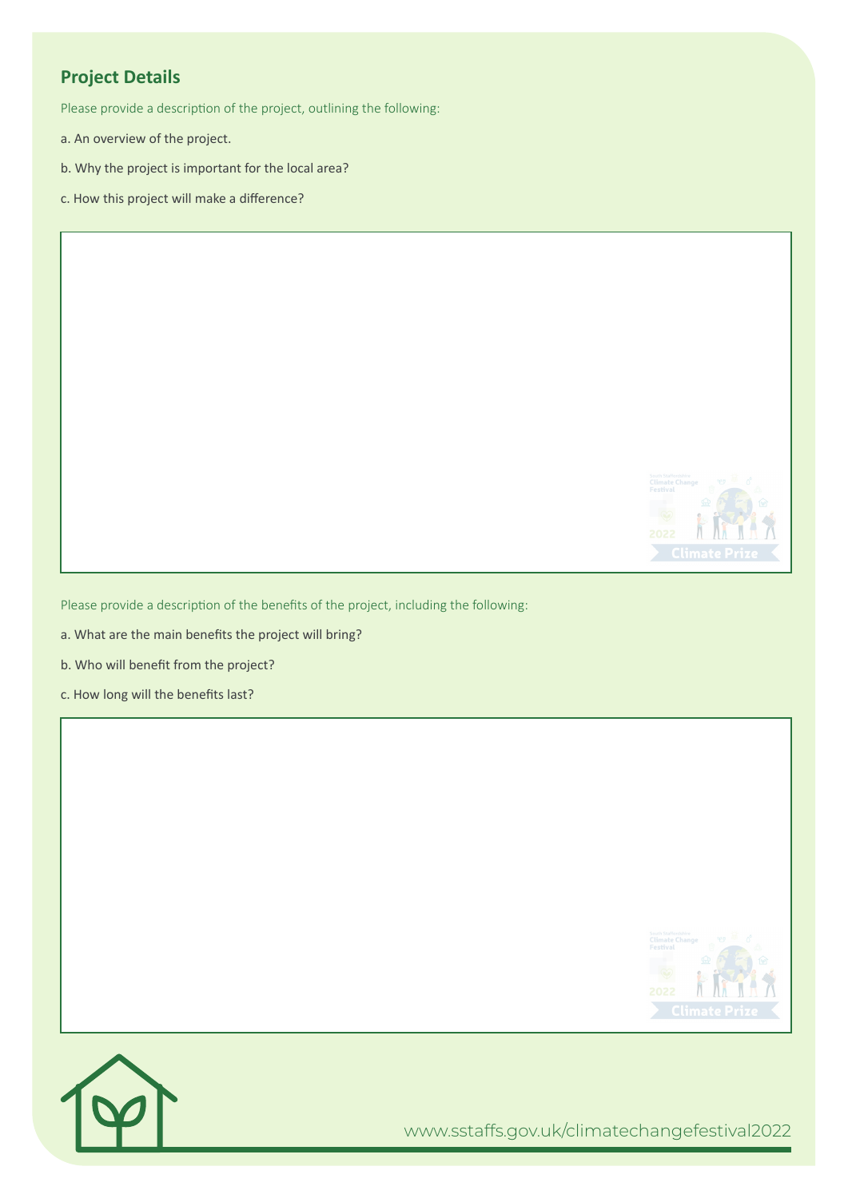## Project Details

Please provide a description of the project, outlining the following:

a. An overview of the project.

b. Why the project is important for the local area?

c. How this project will make a difference?

Please provide a description of the benefits of the project, including the following:

a. What are the main benefits the project will bring?

b. Who will benefit from the project?

c. How long will the benefits last?

www.sstaffs.gov.uk/climatechangefestival2022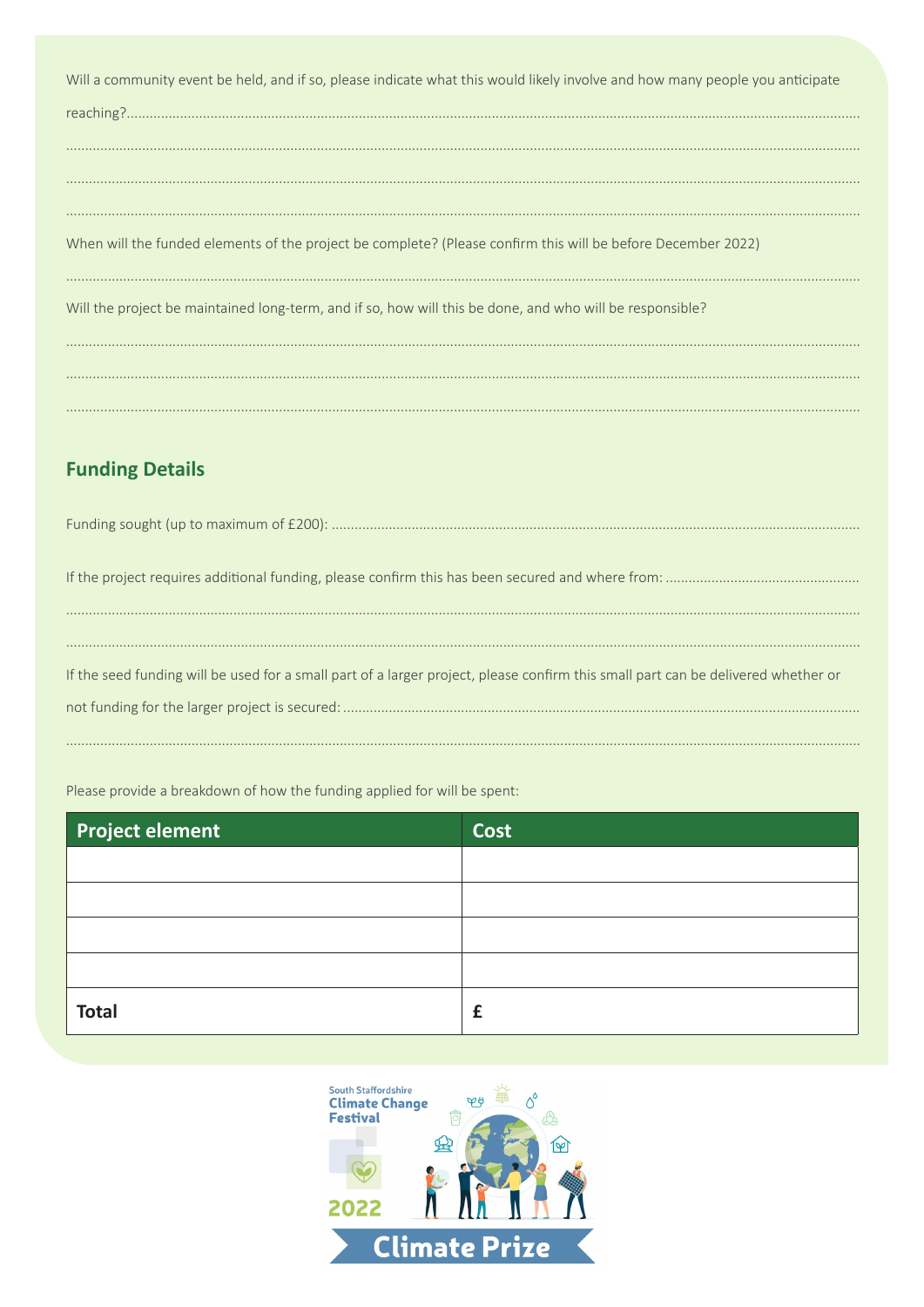Will a community event be held, and if so, please indicate what this would likely involve and how many people you anticipate reaching?..............................................................................................................................................................................................................

.......................................................................................................................................................................................................................

.......................................................................................................................................................................................................................

.......................................................................................................................................................................................................................

When will the funded elements of the project be complete? (Please confirm this will be before December 2022)

.......................................................................................................................................................................................................................

Will the project be maintained long-term, and if so, how will this be done, and who will be responsible?

.......................................................................................................................................................................................................................

.......................................................................................................................................................................................................................

.......................................................................................................................................................................................................................

## Funding Details

Funding sought (up to maximum of £200): ...........................................................................................................................................

If the project requires additional funding, please confirm this has been secured and where from: ..................................................

.......................................................................................................................................................................................................................

.......................................................................................................................................................................................................................

If the seed funding will be used for a small part of a larger project, please confirm this small part can be delivered whether or not funding for the larger project is secured: .......................................................................................................................................

.......................................................................................................................................................................................................................

Please provide a breakdown of how the funding applied for will be spent:

| Project element | Cost |
|---|---|
| | |
| | |
| | |
| | |
| **Total** | **£** |

South Staffordshire Climate Change Festival 2022 Climate Prize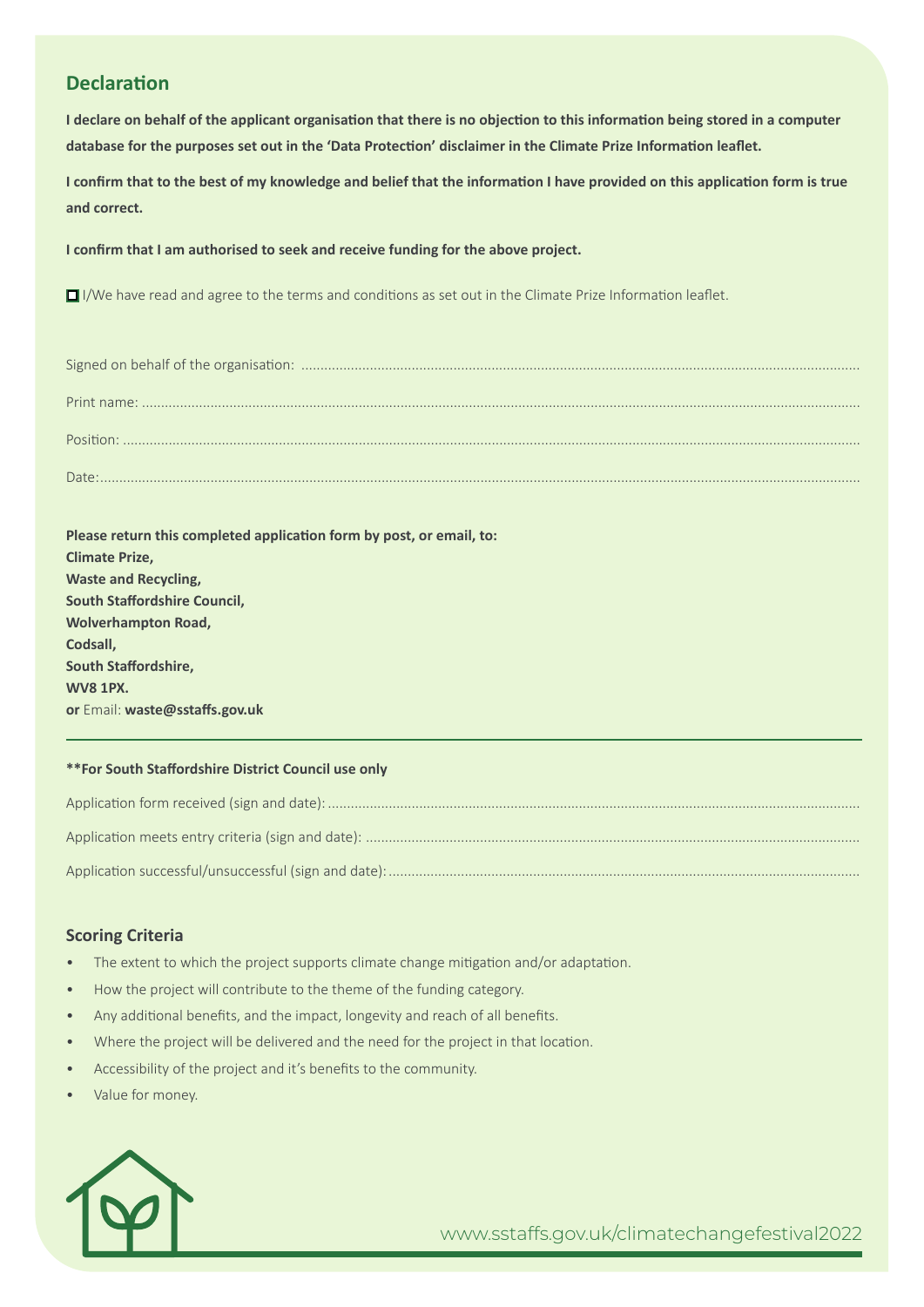## Declaration

**I declare on behalf of the applicant organisation that there is no objection to this information being stored in a computer database for the purposes set out in the 'Data Protection' disclaimer in the Climate Prize Information leaflet.**

**I confirm that to the best of my knowledge and belief that the information I have provided on this application form is true and correct.**

**I confirm that I am authorised to seek and receive funding for the above project.**

☐ I/We have read and agree to the terms and conditions as set out in the Climate Prize Information leaflet.

Signed on behalf of the organisation: ..........................................................................

Print name: ..........................................................................

Position: ..........................................................................

Date:..........................................................................

**Please return this completed application form by post, or email, to:**
**Climate Prize,**
**Waste and Recycling,**
**South Staffordshire Council,**
**Wolverhampton Road,**
**Codsall,**
**South Staffordshire,**
**WV8 1PX.**
**or** Email: **waste@sstaffs.gov.uk**

---

**\*\*For South Staffordshire District Council use only**

Application form received (sign and date): ..........................................................................

Application meets entry criteria (sign and date): ..........................................................................

Application successful/unsuccessful (sign and date): ..........................................................................

### Scoring Criteria

- The extent to which the project supports climate change mitigation and/or adaptation.
- How the project will contribute to the theme of the funding category.
- Any additional benefits, and the impact, longevity and reach of all benefits.
- Where the project will be delivered and the need for the project in that location.
- Accessibility of the project and it's benefits to the community.
- Value for money.

www.sstaffs.gov.uk/climatechangefestival2022